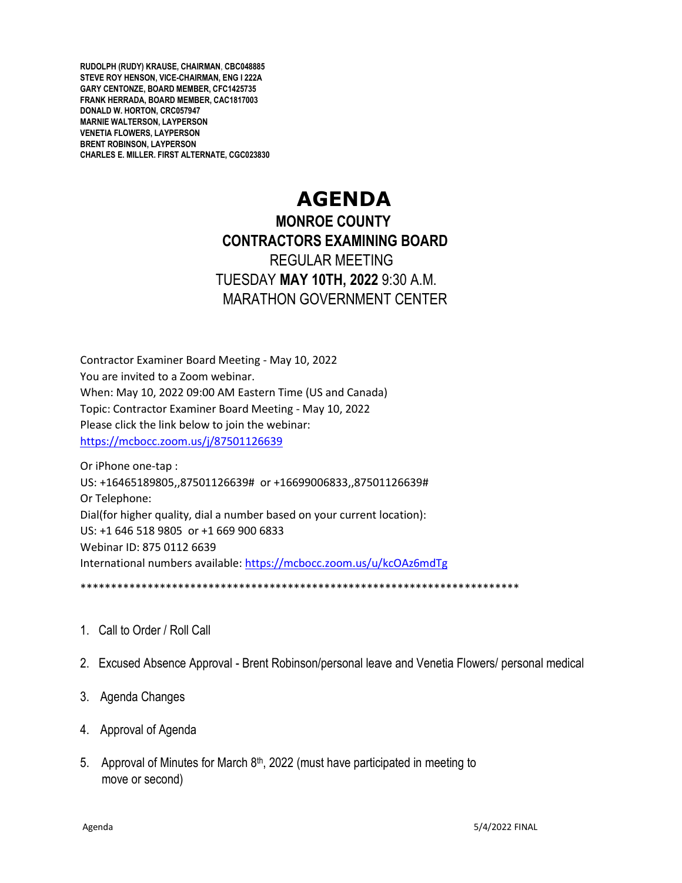**RUDOLPH (RUDY) KRAUSE, CHAIRMAN, CBC048885**
**STEVE ROY HENSON, VICE-CHAIRMAN, ENG I 222A**
**GARY CENTONZE, BOARD MEMBER, CFC1425735**
**FRANK HERRADA, BOARD MEMBER, CAC1817003**
**DONALD W. HORTON, CRC057947**
**MARNIE WALTERSON, LAYPERSON**
**VENETIA FLOWERS, LAYPERSON**
**BRENT ROBINSON, LAYPERSON**
**CHARLES E. MILLER. FIRST ALTERNATE, CGC023830**

# AGENDA

## MONROE COUNTY
## CONTRACTORS EXAMINING BOARD

REGULAR MEETING
TUESDAY **MAY 10TH, 2022** 9:30 A.M.
MARATHON GOVERNMENT CENTER

Contractor Examiner Board Meeting - May 10, 2022
You are invited to a Zoom webinar.
When: May 10, 2022 09:00 AM Eastern Time (US and Canada)
Topic: Contractor Examiner Board Meeting - May 10, 2022
Please click the link below to join the webinar:
https://mcbocc.zoom.us/j/87501126639

Or iPhone one-tap :
US: +16465189805,,87501126639# or +16699006833,,87501126639#
Or Telephone:
Dial(for higher quality, dial a number based on your current location):
US: +1 646 518 9805 or +1 669 900 6833
Webinar ID: 875 0112 6639
International numbers available: https://mcbocc.zoom.us/u/kcOAz6mdTg

**************************************************************************

1. Call to Order / Roll Call
2. Excused Absence Approval - Brent Robinson/personal leave and Venetia Flowers/ personal medical
3. Agenda Changes
4. Approval of Agenda
5. Approval of Minutes for March 8th, 2022 (must have participated in meeting to move or second)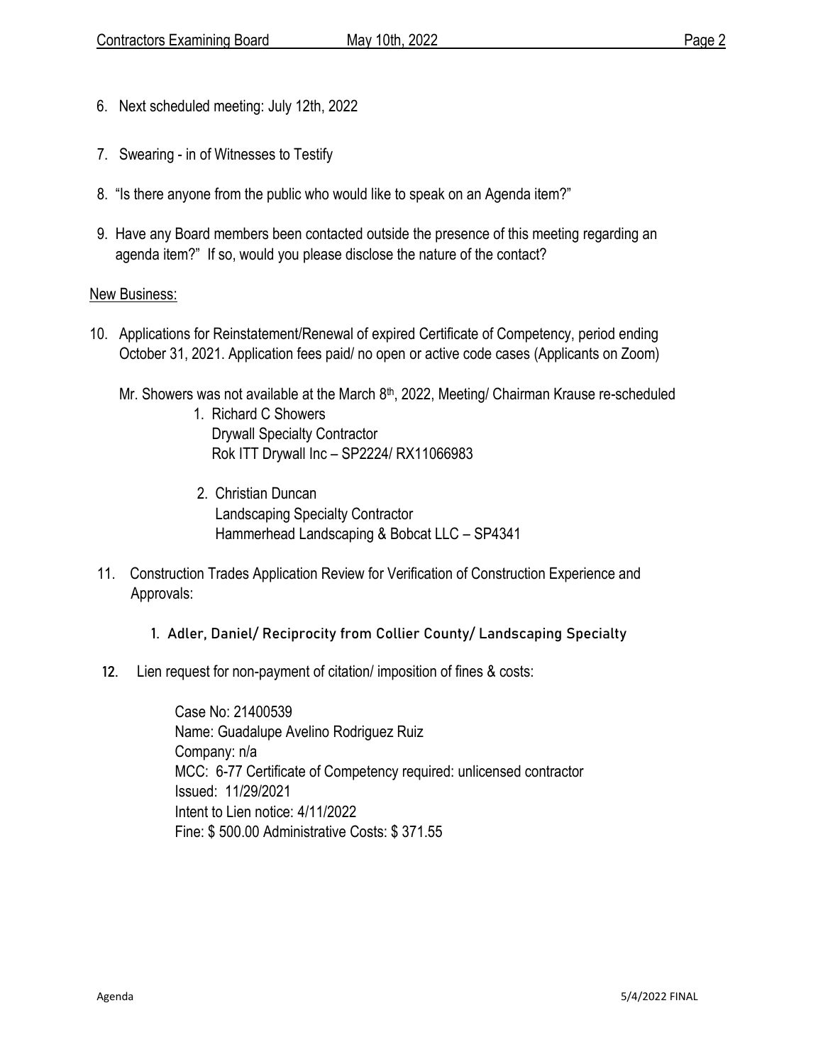6. Next scheduled meeting: July 12th, 2022

7. Swearing - in of Witnesses to Testify

8. "Is there anyone from the public who would like to speak on an Agenda item?"

9. Have any Board members been contacted outside the presence of this meeting regarding an agenda item?" If so, would you please disclose the nature of the contact?

New Business:

10. Applications for Reinstatement/Renewal of expired Certificate of Competency, period ending October 31, 2021. Application fees paid/ no open or active code cases (Applicants on Zoom)

    Mr. Showers was not available at the March 8th, 2022, Meeting/ Chairman Krause re-scheduled

    1. Richard C Showers
       Drywall Specialty Contractor
       Rok ITT Drywall Inc – SP2224/ RX11066983

    2. Christian Duncan
       Landscaping Specialty Contractor
       Hammerhead Landscaping & Bobcat LLC – SP4341

11. Construction Trades Application Review for Verification of Construction Experience and Approvals:

    1. Adler, Daniel/ Reciprocity from Collier County/ Landscaping Specialty

12. Lien request for non-payment of citation/ imposition of fines & costs:

    Case No: 21400539
    Name: Guadalupe Avelino Rodriguez Ruiz
    Company: n/a
    MCC: 6-77 Certificate of Competency required: unlicensed contractor
    Issued: 11/29/2021
    Intent to Lien notice: 4/11/2022
    Fine: $ 500.00 Administrative Costs: $ 371.55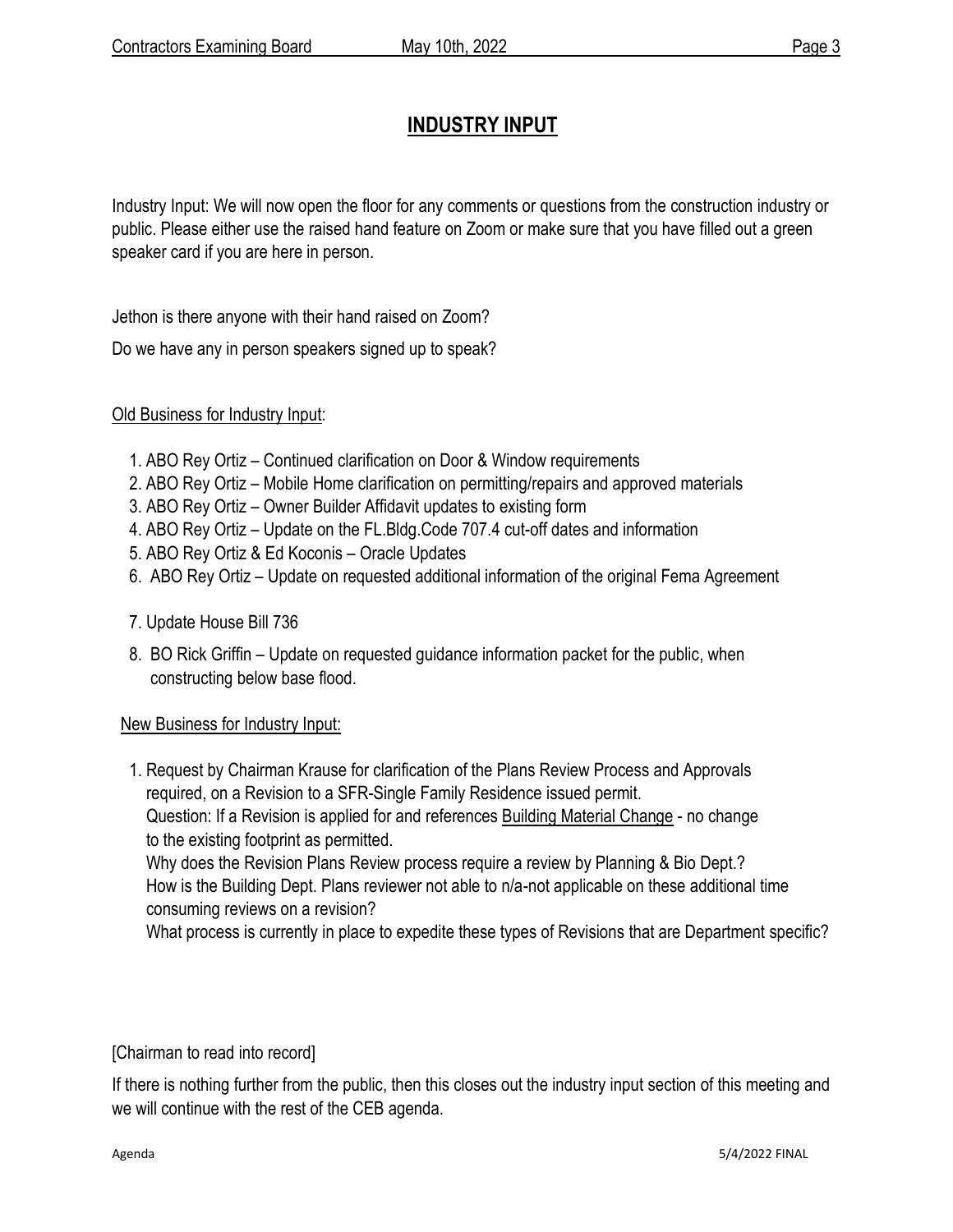# INDUSTRY INPUT

Industry Input: We will now open the floor for any comments or questions from the construction industry or public. Please either use the raised hand feature on Zoom or make sure that you have filled out a green speaker card if you are here in person.

Jethon is there anyone with their hand raised on Zoom?

Do we have any in person speakers signed up to speak?

Old Business for Industry Input:

1. ABO Rey Ortiz – Continued clarification on Door & Window requirements
2. ABO Rey Ortiz – Mobile Home clarification on permitting/repairs and approved materials
3. ABO Rey Ortiz – Owner Builder Affidavit updates to existing form
4. ABO Rey Ortiz – Update on the FL.Bldg.Code 707.4 cut-off dates and information
5. ABO Rey Ortiz & Ed Koconis – Oracle Updates
6. ABO Rey Ortiz – Update on requested additional information of the original Fema Agreement
7. Update House Bill 736
8. BO Rick Griffin – Update on requested guidance information packet for the public, when constructing below base flood.

New Business for Industry Input:

1. Request by Chairman Krause for clarification of the Plans Review Process and Approvals required, on a Revision to a SFR-Single Family Residence issued permit.
   Question: If a Revision is applied for and references Building Material Change - no change to the existing footprint as permitted.
   Why does the Revision Plans Review process require a review by Planning & Bio Dept.?
   How is the Building Dept. Plans reviewer not able to n/a-not applicable on these additional time consuming reviews on a revision?
   What process is currently in place to expedite these types of Revisions that are Department specific?

[Chairman to read into record]

If there is nothing further from the public, then this closes out the industry input section of this meeting and we will continue with the rest of the CEB agenda.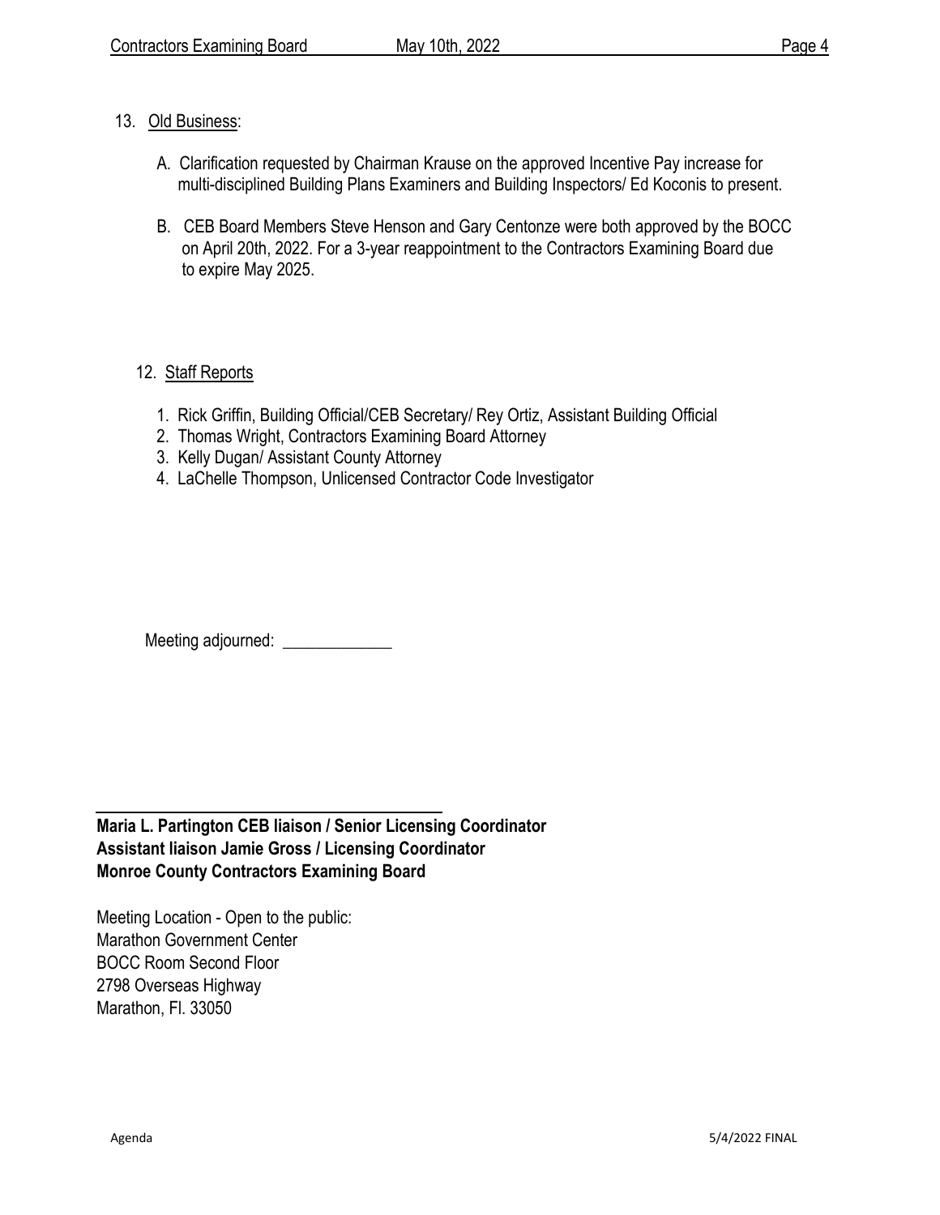13. Old Business:

   A. Clarification requested by Chairman Krause on the approved Incentive Pay increase for multi-disciplined Building Plans Examiners and Building Inspectors/ Ed Koconis to present.

   B. CEB Board Members Steve Henson and Gary Centonze were both approved by the BOCC on April 20th, 2022. For a 3-year reappointment to the Contractors Examining Board due to expire May 2025.

12. Staff Reports

   1. Rick Griffin, Building Official/CEB Secretary/ Rey Ortiz, Assistant Building Official
   2. Thomas Wright, Contractors Examining Board Attorney
   3. Kelly Dugan/ Assistant County Attorney
   4. LaChelle Thompson, Unlicensed Contractor Code Investigator

Meeting adjourned: _____________

**Maria L. Partington CEB liaison / Senior Licensing Coordinator**
**Assistant liaison Jamie Gross / Licensing Coordinator**
**Monroe County Contractors Examining Board**

Meeting Location - Open to the public:
Marathon Government Center
BOCC Room Second Floor
2798 Overseas Highway
Marathon, Fl. 33050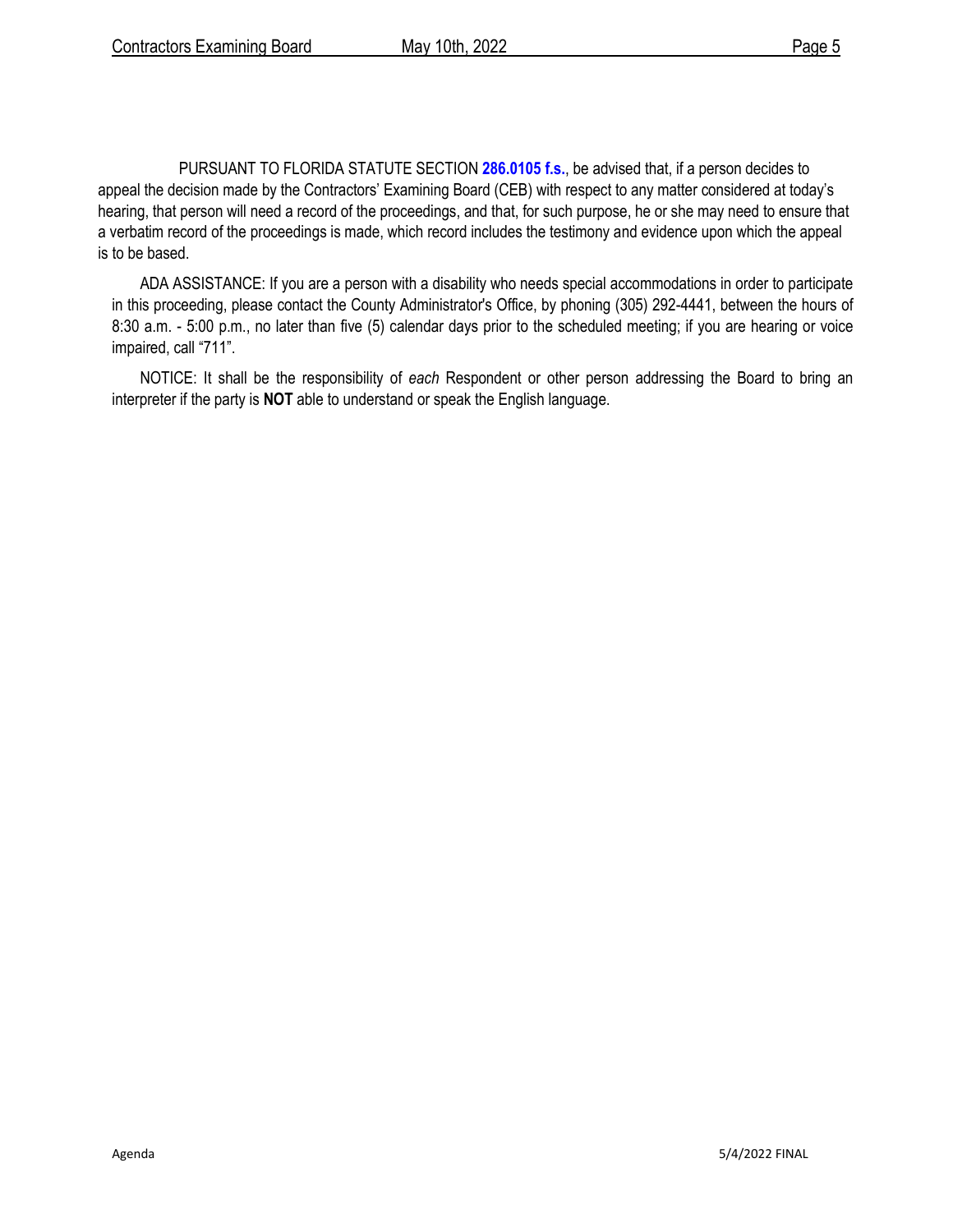PURSUANT TO FLORIDA STATUTE SECTION **286.0105 f.s.**, be advised that, if a person decides to appeal the decision made by the Contractors' Examining Board (CEB) with respect to any matter considered at today's hearing, that person will need a record of the proceedings, and that, for such purpose, he or she may need to ensure that a verbatim record of the proceedings is made, which record includes the testimony and evidence upon which the appeal is to be based.

ADA ASSISTANCE: If you are a person with a disability who needs special accommodations in order to participate in this proceeding, please contact the County Administrator's Office, by phoning (305) 292-4441, between the hours of 8:30 a.m. - 5:00 p.m., no later than five (5) calendar days prior to the scheduled meeting; if you are hearing or voice impaired, call "711".

NOTICE: It shall be the responsibility of *each* Respondent or other person addressing the Board to bring an interpreter if the party is **NOT** able to understand or speak the English language.